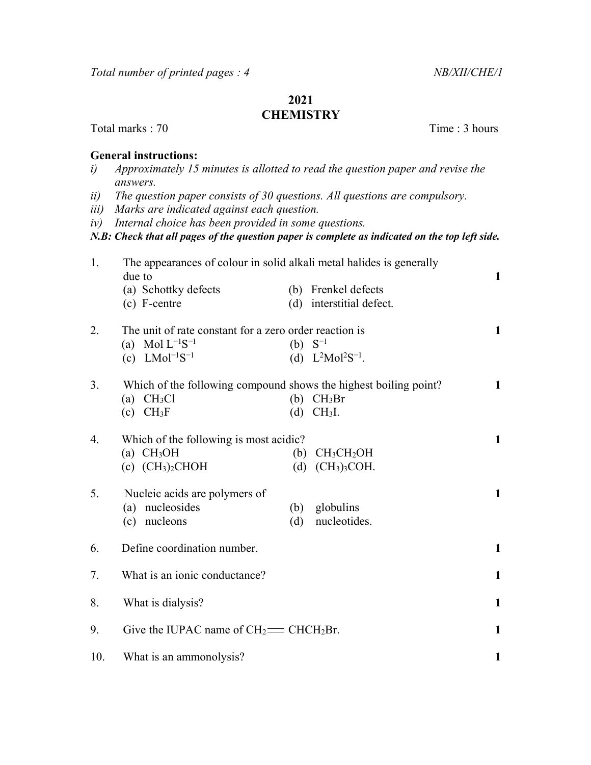Total number of printed pages : 4 | NB/XII/CHE/1

# 2021
# CHEMISTRY

Total marks : 70 | Time : 3 hours

**General instructions:**

i) *Approximately 15 minutes is allotted to read the question paper and revise the answers.*
ii) *The question paper consists of 30 questions. All questions are compulsory.*
iii) *Marks are indicated against each question.*
iv) *Internal choice has been provided in some questions.*

***N.B: Check that all pages of the question paper is complete as indicated on the top left side.***

1. The appearances of colour in solid alkali metal halides is generally due to **1**
   (a) Schottky defects (b) Frenkel defects
   (c) F-centre (d) interstitial defect.

2. The unit of rate constant for a zero order reaction is **1**
   (a) Mol $L^{-1}S^{-1}$ (b) $S^{-1}$
   (c) $LMol^{-1}S^{-1}$ (d) $L^2Mol^2S^{-1}$.

3. Which of the following compound shows the highest boiling point? **1**
   (a) $CH_3Cl$ (b) $CH_3Br$
   (c) $CH_3F$ (d) $CH_3I$.

4. Which of the following is most acidic? **1**
   (a) $CH_3OH$ (b) $CH_3CH_2OH$
   (c) $(CH_3)_2CHOH$ (d) $(CH_3)_3COH$.

5. Nucleic acids are polymers of **1**
   (a) nucleosides (b) globulins
   (c) nucleons (d) nucleotides.

6. Define coordination number. **1**

7. What is an ionic conductance? **1**

8. What is dialysis? **1**

9. Give the IUPAC name of $CH_2{=}CHCH_2Br$. **1**

10. What is an ammonolysis? **1**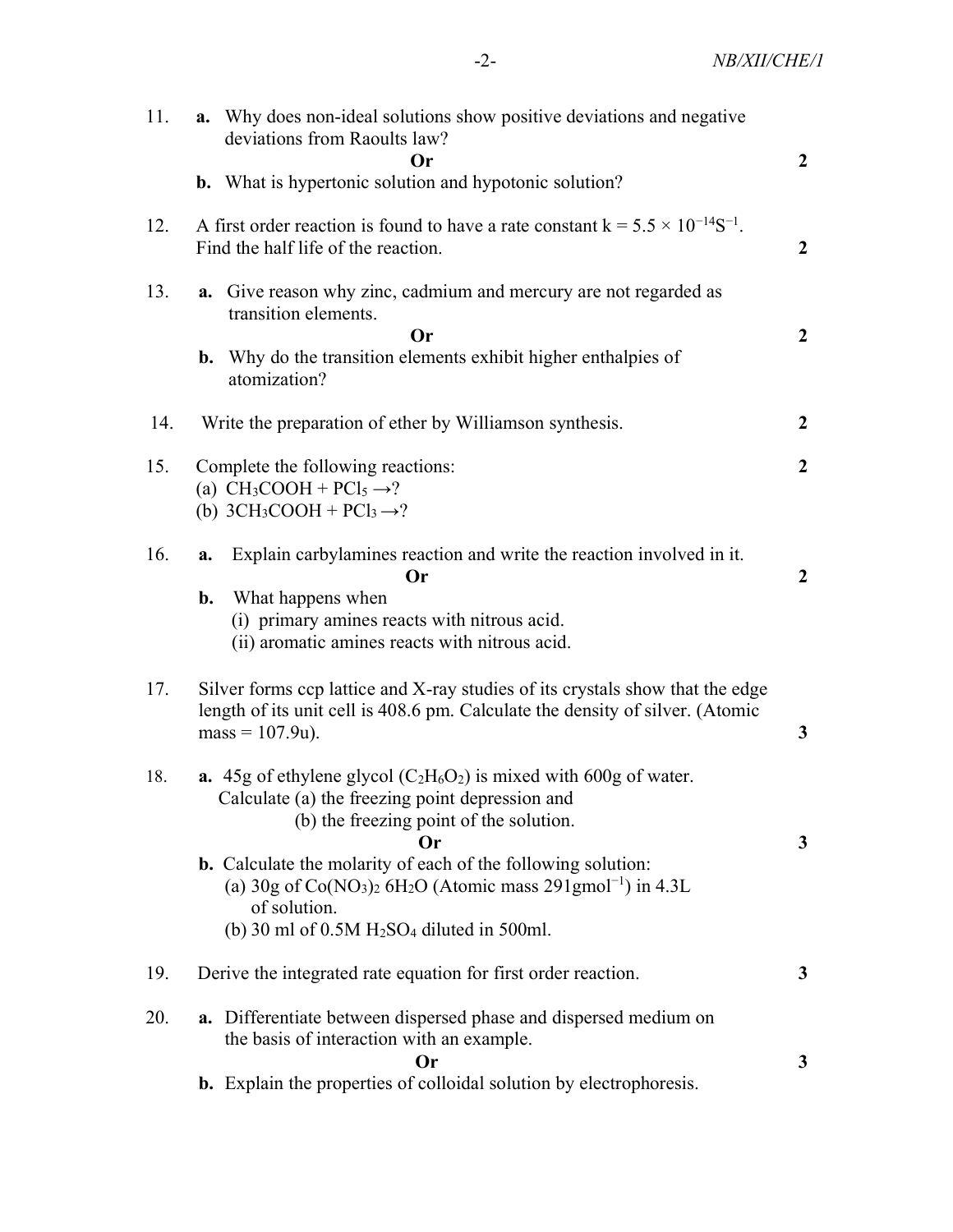11. **a.** Why does non-ideal solutions show positive deviations and negative deviations from Raoults law?

    **Or** — **2**

    **b.** What is hypertonic solution and hypotonic solution?

12. A first order reaction is found to have a rate constant $k = 5.5 \times 10^{-14} S^{-1}$. Find the half life of the reaction. — **2**

13. **a.** Give reason why zinc, cadmium and mercury are not regarded as transition elements.

    **Or** — **2**

    **b.** Why do the transition elements exhibit higher enthalpies of atomization?

14. Write the preparation of ether by Williamson synthesis. — **2**

15. Complete the following reactions: — **2**

    (a) $CH_3COOH + PCl_5 \rightarrow ?$

    (b) $3CH_3COOH + PCl_3 \rightarrow ?$

16. **a.** Explain carbylamines reaction and write the reaction involved in it.

    **Or** — **2**

    **b.** What happens when

    (i) primary amines reacts with nitrous acid.

    (ii) aromatic amines reacts with nitrous acid.

17. Silver forms ccp lattice and X-ray studies of its crystals show that the edge length of its unit cell is 408.6 pm. Calculate the density of silver. (Atomic mass = 107.9u). — **3**

18. **a.** 45g of ethylene glycol ($C_2H_6O_2$) is mixed with 600g of water. Calculate (a) the freezing point depression and (b) the freezing point of the solution.

    **Or** — **3**

    **b.** Calculate the molarity of each of the following solution:

    (a) 30g of $Co(NO_3)_2\ 6H_2O$ (Atomic mass $291 g mol^{-1}$) in 4.3L of solution.

    (b) 30 ml of 0.5M $H_2SO_4$ diluted in 500ml.

19. Derive the integrated rate equation for first order reaction. — **3**

20. **a.** Differentiate between dispersed phase and dispersed medium on the basis of interaction with an example.

    **Or** — **3**

    **b.** Explain the properties of colloidal solution by electrophoresis.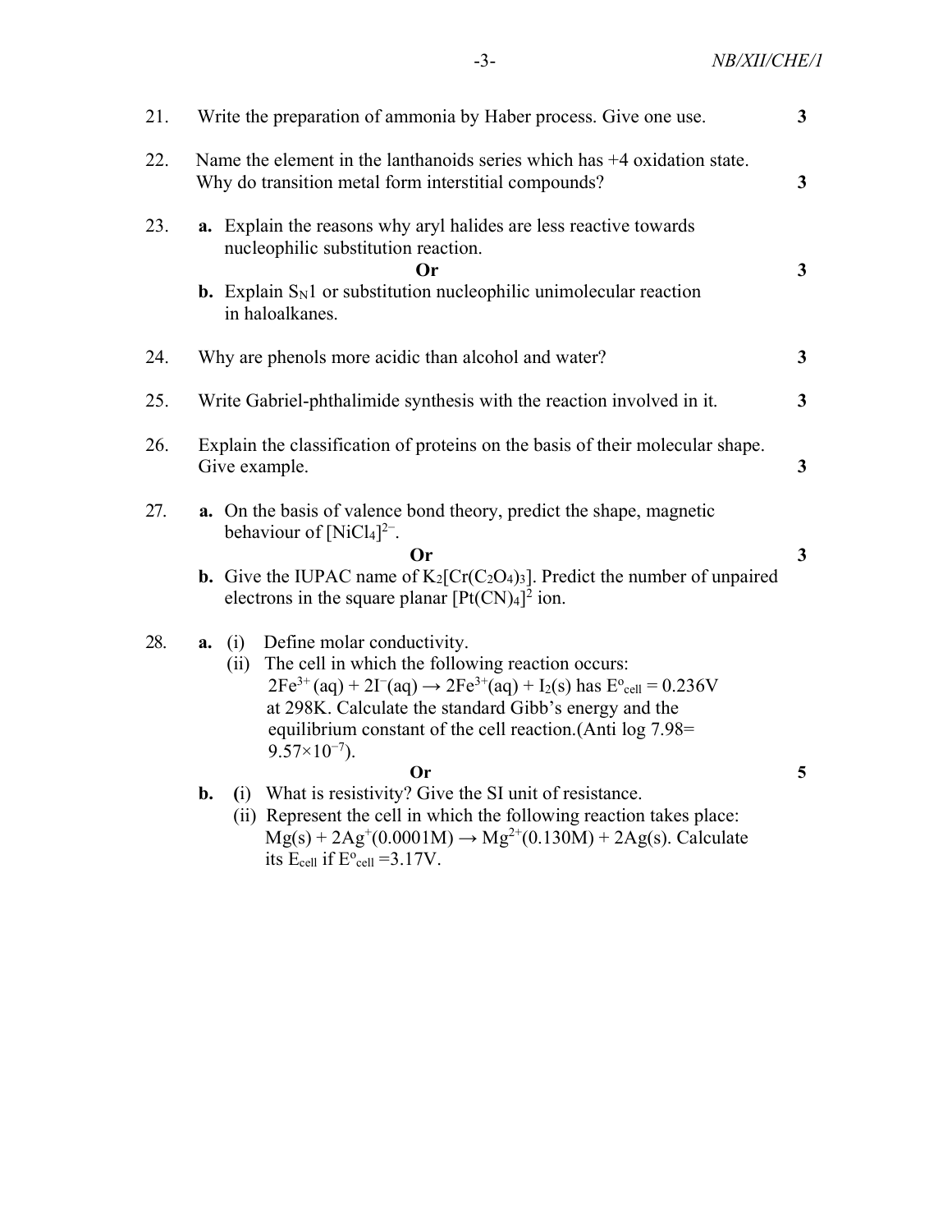21. Write the preparation of ammonia by Haber process. Give one use. **3**

22. Name the element in the lanthanoids series which has +4 oxidation state. Why do transition metal form interstitial compounds? **3**

23. **a.** Explain the reasons why aryl halides are less reactive towards nucleophilic substitution reaction.

    **Or** **3**

    **b.** Explain $S_N1$ or substitution nucleophilic unimolecular reaction in haloalkanes.

24. Why are phenols more acidic than alcohol and water? **3**

25. Write Gabriel-phthalimide synthesis with the reaction involved in it. **3**

26. Explain the classification of proteins on the basis of their molecular shape. Give example. **3**

27. **a.** On the basis of valence bond theory, predict the shape, magnetic behaviour of $[NiCl_4]^{2-}$.

    **Or** **3**

    **b.** Give the IUPAC name of $K_2[Cr(C_2O_4)_3]$. Predict the number of unpaired electrons in the square planar $[Pt(CN)_4]^2$ ion.

28. **a.** (i) Define molar conductivity.

    (ii) The cell in which the following reaction occurs: $2Fe^{3+}(aq) + 2I^{-}(aq) \rightarrow 2Fe^{3+}(aq) + I_2(s)$ has $E^o_{cell} = 0.236V$ at 298K. Calculate the standard Gibb's energy and the equilibrium constant of the cell reaction.(Anti log 7.98= $9.57\times10^{-7}$).

    **Or** **5**

    **b.** (i) What is resistivity? Give the SI unit of resistance.

    (ii) Represent the cell in which the following reaction takes place: $Mg(s) + 2Ag^{+}(0.0001M) \rightarrow Mg^{2+}(0.130M) + 2Ag(s)$. Calculate its $E_{cell}$ if $E^o_{cell} = 3.17V$.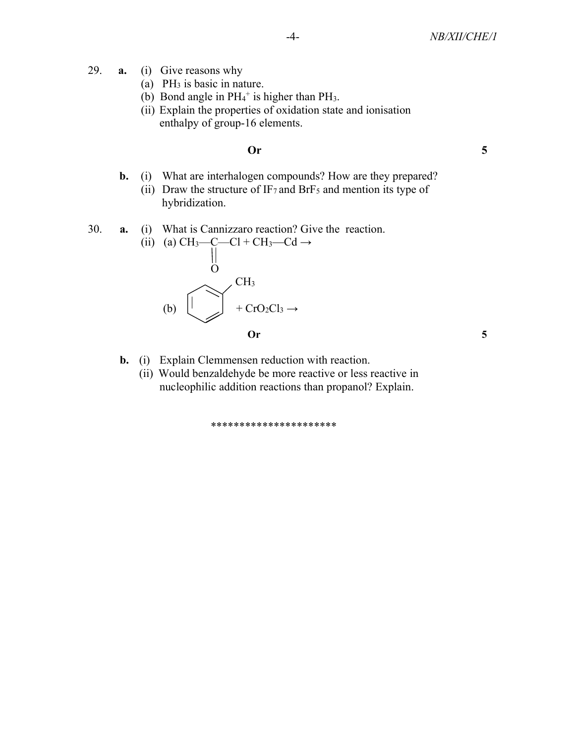29. **a.** (i) Give reasons why

(a) $PH_3$ is basic in nature.

(b) Bond angle in $PH_4^+$ is higher than $PH_3$.

(ii) Explain the properties of oxidation state and ionisation enthalpy of group-16 elements.

**Or** **5**

**b.** (i) What are interhalogen compounds? How are they prepared?

(ii) Draw the structure of $IF_7$ and $BrF_5$ and mention its type of hybridization.

30. **a.** (i) What is Cannizzaro reaction? Give the reaction.

(ii) (a) $CH_3—\overset{\overset{O}{||}}{C}—Cl + CH_3—Cd \rightarrow$

(b) $C_6H_5CH_3$ (toluene) $+ CrO_2Cl_3 \rightarrow$

**Or** **5**

**b.** (i) Explain Clemmensen reduction with reaction.

(ii) Would benzaldehyde be more reactive or less reactive in nucleophilic addition reactions than propanol? Explain.

**********************